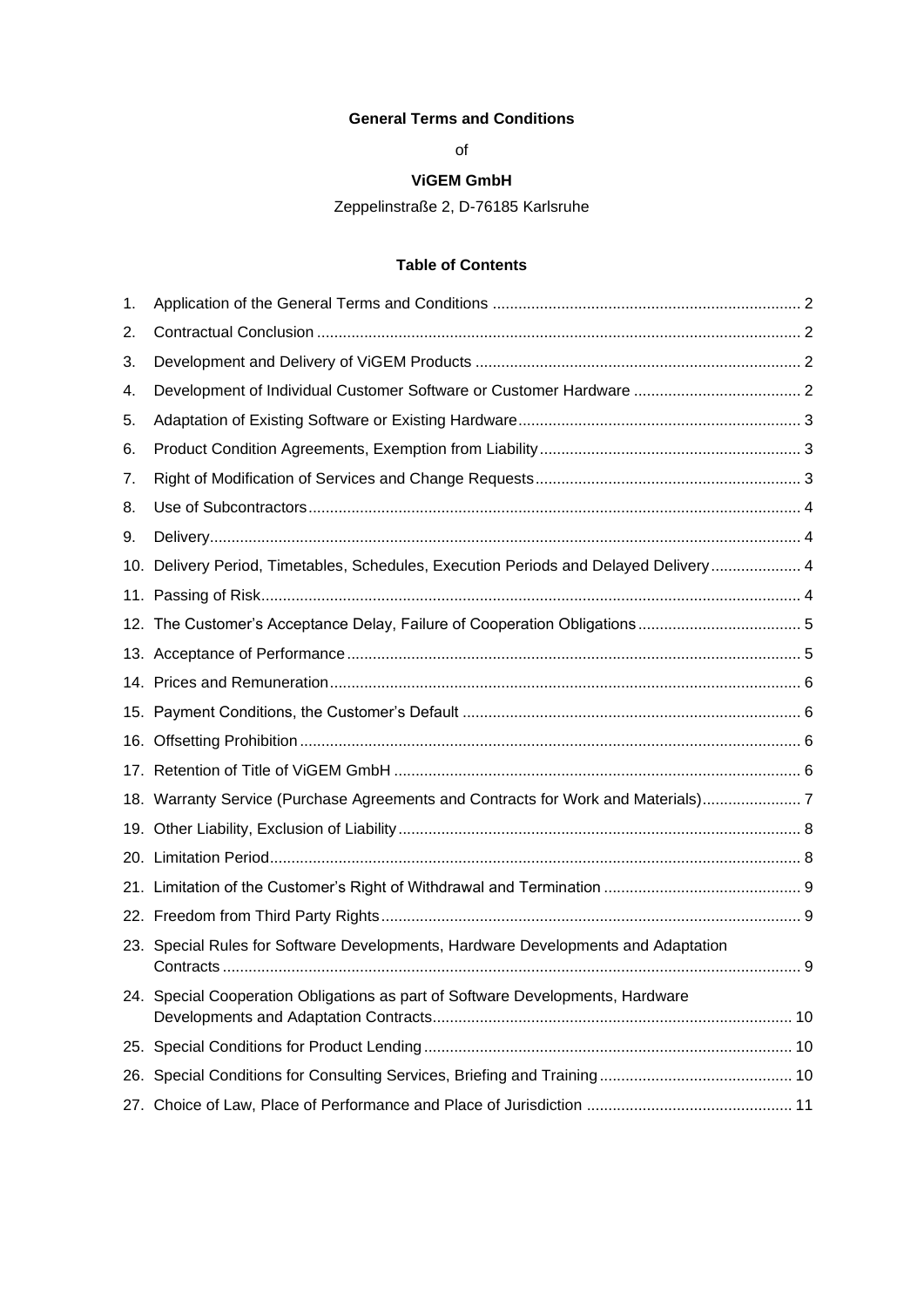**General Terms and Conditions**

of

**ViGEM GmbH**

Zeppelinstraße 2, D-76185 Karlsruhe

**Table of Contents**

1. Application of the General Terms and Conditions ........ 2
2. Contractual Conclusion ........ 2
3. Development and Delivery of ViGEM Products ........ 2
4. Development of Individual Customer Software or Customer Hardware ........ 2
5. Adaptation of Existing Software or Existing Hardware ........ 3
6. Product Condition Agreements, Exemption from Liability ........ 3
7. Right of Modification of Services and Change Requests ........ 3
8. Use of Subcontractors ........ 4
9. Delivery ........ 4
10. Delivery Period, Timetables, Schedules, Execution Periods and Delayed Delivery ........ 4
11. Passing of Risk ........ 4
12. The Customer's Acceptance Delay, Failure of Cooperation Obligations ........ 5
13. Acceptance of Performance ........ 5
14. Prices and Remuneration ........ 6
15. Payment Conditions, the Customer's Default ........ 6
16. Offsetting Prohibition ........ 6
17. Retention of Title of ViGEM GmbH ........ 6
18. Warranty Service (Purchase Agreements and Contracts for Work and Materials) ........ 7
19. Other Liability, Exclusion of Liability ........ 8
20. Limitation Period ........ 8
21. Limitation of the Customer's Right of Withdrawal and Termination ........ 9
22. Freedom from Third Party Rights ........ 9
23. Special Rules for Software Developments, Hardware Developments and Adaptation Contracts ........ 9
24. Special Cooperation Obligations as part of Software Developments, Hardware Developments and Adaptation Contracts ........ 10
25. Special Conditions for Product Lending ........ 10
26. Special Conditions for Consulting Services, Briefing and Training ........ 10
27. Choice of Law, Place of Performance and Place of Jurisdiction ........ 11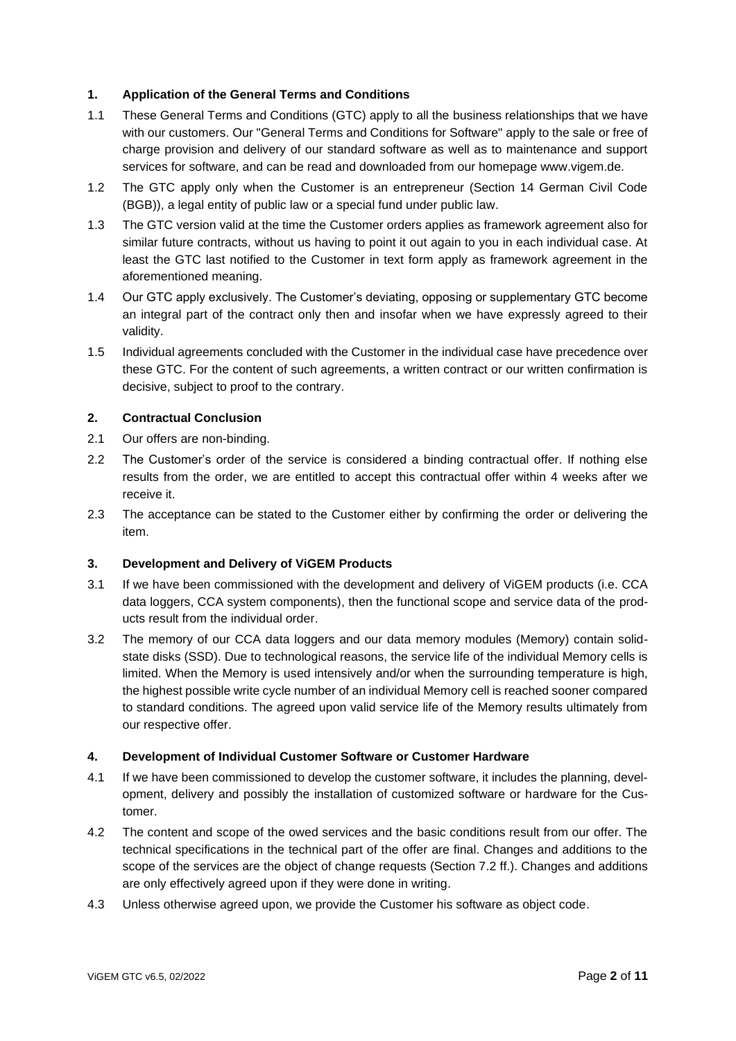## 1. Application of the General Terms and Conditions

1.1 These General Terms and Conditions (GTC) apply to all the business relationships that we have with our customers. Our "General Terms and Conditions for Software" apply to the sale or free of charge provision and delivery of our standard software as well as to maintenance and support services for software, and can be read and downloaded from our homepage www.vigem.de.

1.2 The GTC apply only when the Customer is an entrepreneur (Section 14 German Civil Code (BGB)), a legal entity of public law or a special fund under public law.

1.3 The GTC version valid at the time the Customer orders applies as framework agreement also for similar future contracts, without us having to point it out again to you in each individual case. At least the GTC last notified to the Customer in text form apply as framework agreement in the aforementioned meaning.

1.4 Our GTC apply exclusively. The Customer's deviating, opposing or supplementary GTC become an integral part of the contract only then and insofar when we have expressly agreed to their validity.

1.5 Individual agreements concluded with the Customer in the individual case have precedence over these GTC. For the content of such agreements, a written contract or our written confirmation is decisive, subject to proof to the contrary.

## 2. Contractual Conclusion

2.1 Our offers are non-binding.

2.2 The Customer's order of the service is considered a binding contractual offer. If nothing else results from the order, we are entitled to accept this contractual offer within 4 weeks after we receive it.

2.3 The acceptance can be stated to the Customer either by confirming the order or delivering the item.

## 3. Development and Delivery of ViGEM Products

3.1 If we have been commissioned with the development and delivery of ViGEM products (i.e. CCA data loggers, CCA system components), then the functional scope and service data of the products result from the individual order.

3.2 The memory of our CCA data loggers and our data memory modules (Memory) contain solid-state disks (SSD). Due to technological reasons, the service life of the individual Memory cells is limited. When the Memory is used intensively and/or when the surrounding temperature is high, the highest possible write cycle number of an individual Memory cell is reached sooner compared to standard conditions. The agreed upon valid service life of the Memory results ultimately from our respective offer.

## 4. Development of Individual Customer Software or Customer Hardware

4.1 If we have been commissioned to develop the customer software, it includes the planning, development, delivery and possibly the installation of customized software or hardware for the Customer.

4.2 The content and scope of the owed services and the basic conditions result from our offer. The technical specifications in the technical part of the offer are final. Changes and additions to the scope of the services are the object of change requests (Section 7.2 ff.). Changes and additions are only effectively agreed upon if they were done in writing.

4.3 Unless otherwise agreed upon, we provide the Customer his software as object code.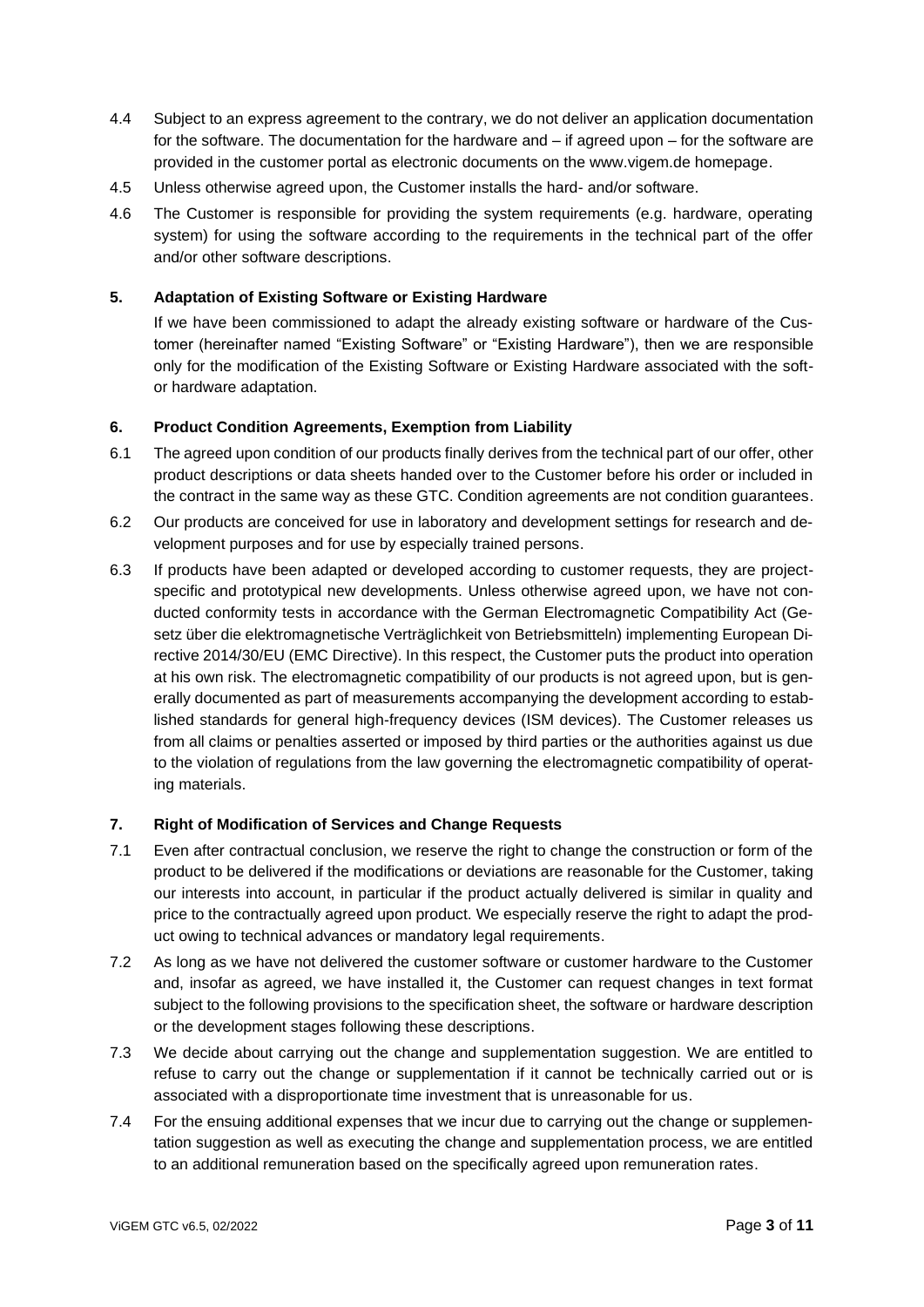4.4 Subject to an express agreement to the contrary, we do not deliver an application documentation for the software. The documentation for the hardware and – if agreed upon – for the software are provided in the customer portal as electronic documents on the www.vigem.de homepage.

4.5 Unless otherwise agreed upon, the Customer installs the hard- and/or software.

4.6 The Customer is responsible for providing the system requirements (e.g. hardware, operating system) for using the software according to the requirements in the technical part of the offer and/or other software descriptions.

### 5. Adaptation of Existing Software or Existing Hardware

If we have been commissioned to adapt the already existing software or hardware of the Customer (hereinafter named "Existing Software" or "Existing Hardware"), then we are responsible only for the modification of the Existing Software or Existing Hardware associated with the soft- or hardware adaptation.

### 6. Product Condition Agreements, Exemption from Liability

6.1 The agreed upon condition of our products finally derives from the technical part of our offer, other product descriptions or data sheets handed over to the Customer before his order or included in the contract in the same way as these GTC. Condition agreements are not condition guarantees.

6.2 Our products are conceived for use in laboratory and development settings for research and development purposes and for use by especially trained persons.

6.3 If products have been adapted or developed according to customer requests, they are project-specific and prototypical new developments. Unless otherwise agreed upon, we have not conducted conformity tests in accordance with the German Electromagnetic Compatibility Act (Gesetz über die elektromagnetische Verträglichkeit von Betriebsmitteln) implementing European Directive 2014/30/EU (EMC Directive). In this respect, the Customer puts the product into operation at his own risk. The electromagnetic compatibility of our products is not agreed upon, but is generally documented as part of measurements accompanying the development according to established standards for general high-frequency devices (ISM devices). The Customer releases us from all claims or penalties asserted or imposed by third parties or the authorities against us due to the violation of regulations from the law governing the electromagnetic compatibility of operating materials.

### 7. Right of Modification of Services and Change Requests

7.1 Even after contractual conclusion, we reserve the right to change the construction or form of the product to be delivered if the modifications or deviations are reasonable for the Customer, taking our interests into account, in particular if the product actually delivered is similar in quality and price to the contractually agreed upon product. We especially reserve the right to adapt the product owing to technical advances or mandatory legal requirements.

7.2 As long as we have not delivered the customer software or customer hardware to the Customer and, insofar as agreed, we have installed it, the Customer can request changes in text format subject to the following provisions to the specification sheet, the software or hardware description or the development stages following these descriptions.

7.3 We decide about carrying out the change and supplementation suggestion. We are entitled to refuse to carry out the change or supplementation if it cannot be technically carried out or is associated with a disproportionate time investment that is unreasonable for us.

7.4 For the ensuing additional expenses that we incur due to carrying out the change or supplementation suggestion as well as executing the change and supplementation process, we are entitled to an additional remuneration based on the specifically agreed upon remuneration rates.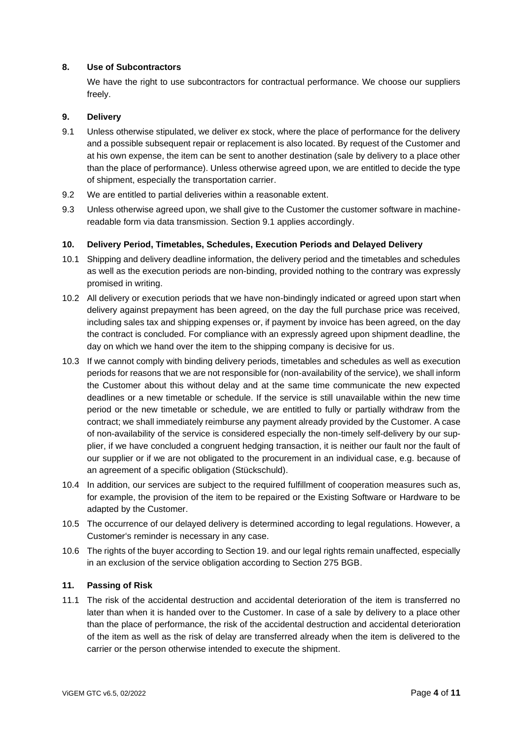## 8. Use of Subcontractors

We have the right to use subcontractors for contractual performance. We choose our suppliers freely.

## 9. Delivery

9.1 Unless otherwise stipulated, we deliver ex stock, where the place of performance for the delivery and a possible subsequent repair or replacement is also located. By request of the Customer and at his own expense, the item can be sent to another destination (sale by delivery to a place other than the place of performance). Unless otherwise agreed upon, we are entitled to decide the type of shipment, especially the transportation carrier.

9.2 We are entitled to partial deliveries within a reasonable extent.

9.3 Unless otherwise agreed upon, we shall give to the Customer the customer software in machine-readable form via data transmission. Section 9.1 applies accordingly.

## 10. Delivery Period, Timetables, Schedules, Execution Periods and Delayed Delivery

10.1 Shipping and delivery deadline information, the delivery period and the timetables and schedules as well as the execution periods are non-binding, provided nothing to the contrary was expressly promised in writing.

10.2 All delivery or execution periods that we have non-bindingly indicated or agreed upon start when delivery against prepayment has been agreed, on the day the full purchase price was received, including sales tax and shipping expenses or, if payment by invoice has been agreed, on the day the contract is concluded. For compliance with an expressly agreed upon shipment deadline, the day on which we hand over the item to the shipping company is decisive for us.

10.3 If we cannot comply with binding delivery periods, timetables and schedules as well as execution periods for reasons that we are not responsible for (non-availability of the service), we shall inform the Customer about this without delay and at the same time communicate the new expected deadlines or a new timetable or schedule. If the service is still unavailable within the new time period or the new timetable or schedule, we are entitled to fully or partially withdraw from the contract; we shall immediately reimburse any payment already provided by the Customer. A case of non-availability of the service is considered especially the non-timely self-delivery by our supplier, if we have concluded a congruent hedging transaction, it is neither our fault nor the fault of our supplier or if we are not obligated to the procurement in an individual case, e.g. because of an agreement of a specific obligation (Stückschuld).

10.4 In addition, our services are subject to the required fulfillment of cooperation measures such as, for example, the provision of the item to be repaired or the Existing Software or Hardware to be adapted by the Customer.

10.5 The occurrence of our delayed delivery is determined according to legal regulations. However, a Customer's reminder is necessary in any case.

10.6 The rights of the buyer according to Section 19. and our legal rights remain unaffected, especially in an exclusion of the service obligation according to Section 275 BGB.

## 11. Passing of Risk

11.1 The risk of the accidental destruction and accidental deterioration of the item is transferred no later than when it is handed over to the Customer. In case of a sale by delivery to a place other than the place of performance, the risk of the accidental destruction and accidental deterioration of the item as well as the risk of delay are transferred already when the item is delivered to the carrier or the person otherwise intended to execute the shipment.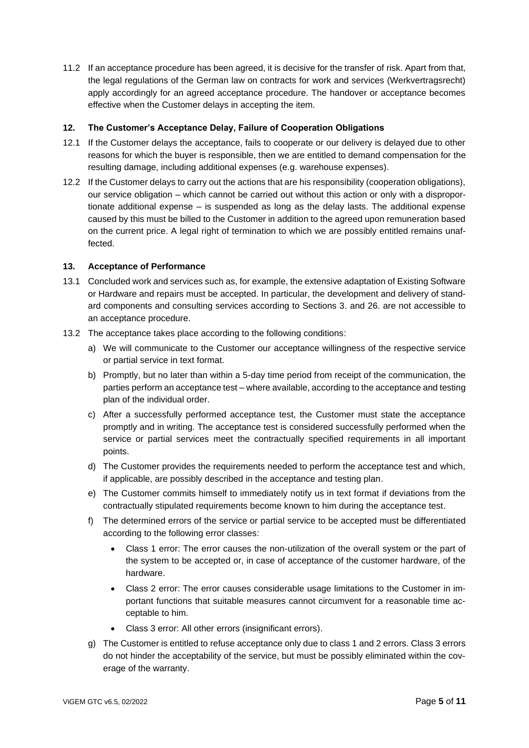11.2 If an acceptance procedure has been agreed, it is decisive for the transfer of risk. Apart from that, the legal regulations of the German law on contracts for work and services (Werkvertragsrecht) apply accordingly for an agreed acceptance procedure. The handover or acceptance becomes effective when the Customer delays in accepting the item.

## 12. The Customer's Acceptance Delay, Failure of Cooperation Obligations

12.1 If the Customer delays the acceptance, fails to cooperate or our delivery is delayed due to other reasons for which the buyer is responsible, then we are entitled to demand compensation for the resulting damage, including additional expenses (e.g. warehouse expenses).

12.2 If the Customer delays to carry out the actions that are his responsibility (cooperation obligations), our service obligation – which cannot be carried out without this action or only with a disproportionate additional expense – is suspended as long as the delay lasts. The additional expense caused by this must be billed to the Customer in addition to the agreed upon remuneration based on the current price. A legal right of termination to which we are possibly entitled remains unaffected.

## 13. Acceptance of Performance

13.1 Concluded work and services such as, for example, the extensive adaptation of Existing Software or Hardware and repairs must be accepted. In particular, the development and delivery of standard components and consulting services according to Sections 3. and 26. are not accessible to an acceptance procedure.

13.2 The acceptance takes place according to the following conditions:

a) We will communicate to the Customer our acceptance willingness of the respective service or partial service in text format.

b) Promptly, but no later than within a 5-day time period from receipt of the communication, the parties perform an acceptance test – where available, according to the acceptance and testing plan of the individual order.

c) After a successfully performed acceptance test, the Customer must state the acceptance promptly and in writing. The acceptance test is considered successfully performed when the service or partial services meet the contractually specified requirements in all important points.

d) The Customer provides the requirements needed to perform the acceptance test and which, if applicable, are possibly described in the acceptance and testing plan.

e) The Customer commits himself to immediately notify us in text format if deviations from the contractually stipulated requirements become known to him during the acceptance test.

f) The determined errors of the service or partial service to be accepted must be differentiated according to the following error classes:

- Class 1 error: The error causes the non-utilization of the overall system or the part of the system to be accepted or, in case of acceptance of the customer hardware, of the hardware.
- Class 2 error: The error causes considerable usage limitations to the Customer in important functions that suitable measures cannot circumvent for a reasonable time acceptable to him.
- Class 3 error: All other errors (insignificant errors).

g) The Customer is entitled to refuse acceptance only due to class 1 and 2 errors. Class 3 errors do not hinder the acceptability of the service, but must be possibly eliminated within the coverage of the warranty.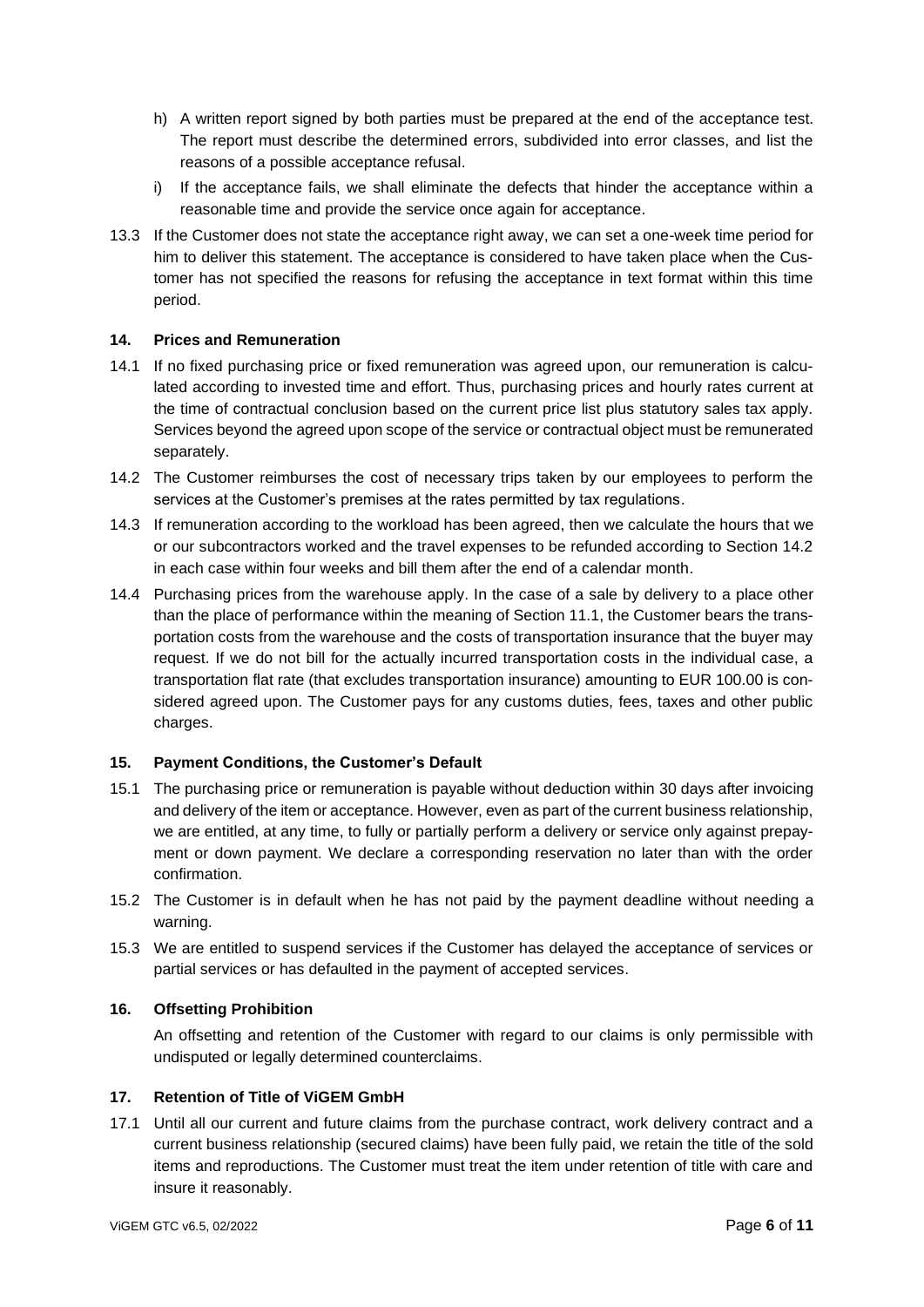h) A written report signed by both parties must be prepared at the end of the acceptance test. The report must describe the determined errors, subdivided into error classes, and list the reasons of a possible acceptance refusal.

i) If the acceptance fails, we shall eliminate the defects that hinder the acceptance within a reasonable time and provide the service once again for acceptance.

13.3 If the Customer does not state the acceptance right away, we can set a one-week time period for him to deliver this statement. The acceptance is considered to have taken place when the Customer has not specified the reasons for refusing the acceptance in text format within this time period.

## 14. Prices and Remuneration

14.1 If no fixed purchasing price or fixed remuneration was agreed upon, our remuneration is calculated according to invested time and effort. Thus, purchasing prices and hourly rates current at the time of contractual conclusion based on the current price list plus statutory sales tax apply. Services beyond the agreed upon scope of the service or contractual object must be remunerated separately.

14.2 The Customer reimburses the cost of necessary trips taken by our employees to perform the services at the Customer's premises at the rates permitted by tax regulations.

14.3 If remuneration according to the workload has been agreed, then we calculate the hours that we or our subcontractors worked and the travel expenses to be refunded according to Section 14.2 in each case within four weeks and bill them after the end of a calendar month.

14.4 Purchasing prices from the warehouse apply. In the case of a sale by delivery to a place other than the place of performance within the meaning of Section 11.1, the Customer bears the transportation costs from the warehouse and the costs of transportation insurance that the buyer may request. If we do not bill for the actually incurred transportation costs in the individual case, a transportation flat rate (that excludes transportation insurance) amounting to EUR 100.00 is considered agreed upon. The Customer pays for any customs duties, fees, taxes and other public charges.

## 15. Payment Conditions, the Customer's Default

15.1 The purchasing price or remuneration is payable without deduction within 30 days after invoicing and delivery of the item or acceptance. However, even as part of the current business relationship, we are entitled, at any time, to fully or partially perform a delivery or service only against prepayment or down payment. We declare a corresponding reservation no later than with the order confirmation.

15.2 The Customer is in default when he has not paid by the payment deadline without needing a warning.

15.3 We are entitled to suspend services if the Customer has delayed the acceptance of services or partial services or has defaulted in the payment of accepted services.

## 16. Offsetting Prohibition

An offsetting and retention of the Customer with regard to our claims is only permissible with undisputed or legally determined counterclaims.

## 17. Retention of Title of ViGEM GmbH

17.1 Until all our current and future claims from the purchase contract, work delivery contract and a current business relationship (secured claims) have been fully paid, we retain the title of the sold items and reproductions. The Customer must treat the item under retention of title with care and insure it reasonably.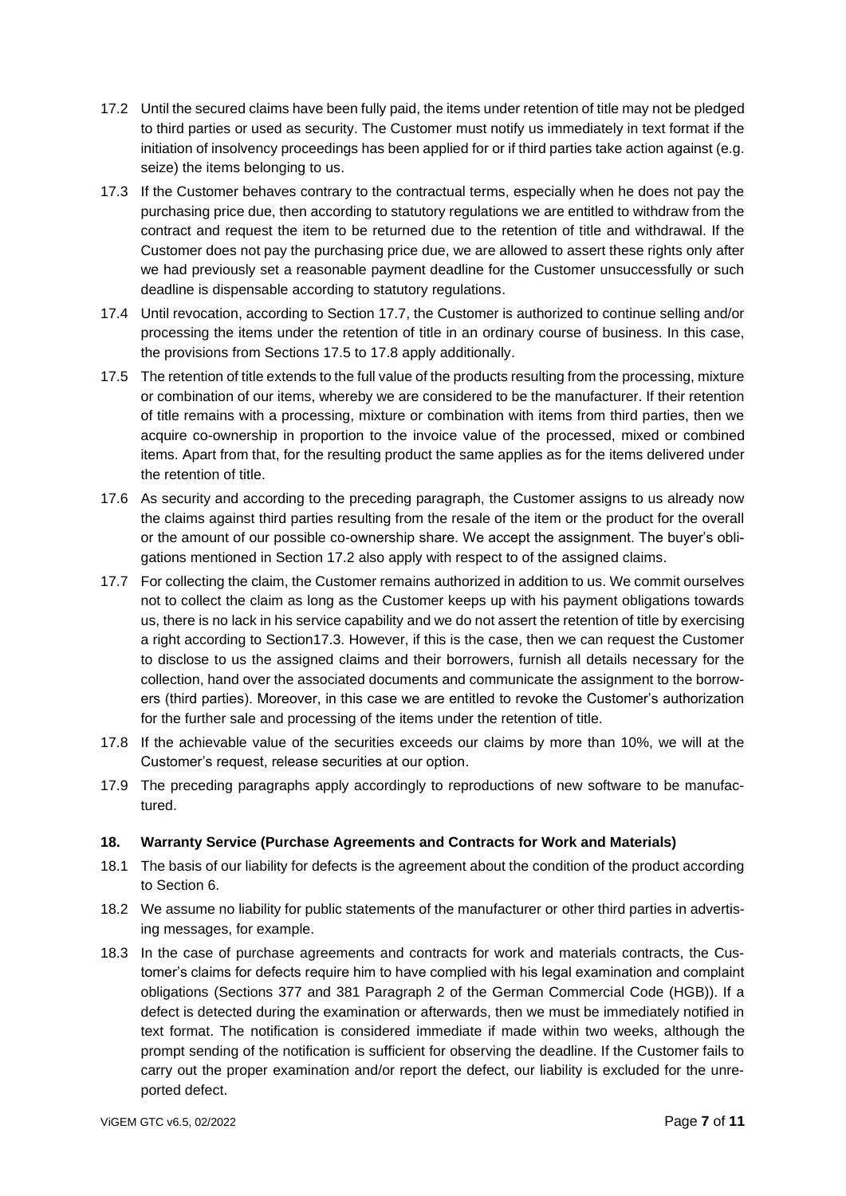17.2 Until the secured claims have been fully paid, the items under retention of title may not be pledged to third parties or used as security. The Customer must notify us immediately in text format if the initiation of insolvency proceedings has been applied for or if third parties take action against (e.g. seize) the items belonging to us.

17.3 If the Customer behaves contrary to the contractual terms, especially when he does not pay the purchasing price due, then according to statutory regulations we are entitled to withdraw from the contract and request the item to be returned due to the retention of title and withdrawal. If the Customer does not pay the purchasing price due, we are allowed to assert these rights only after we had previously set a reasonable payment deadline for the Customer unsuccessfully or such deadline is dispensable according to statutory regulations.

17.4 Until revocation, according to Section 17.7, the Customer is authorized to continue selling and/or processing the items under the retention of title in an ordinary course of business. In this case, the provisions from Sections 17.5 to 17.8 apply additionally.

17.5 The retention of title extends to the full value of the products resulting from the processing, mixture or combination of our items, whereby we are considered to be the manufacturer. If their retention of title remains with a processing, mixture or combination with items from third parties, then we acquire co-ownership in proportion to the invoice value of the processed, mixed or combined items. Apart from that, for the resulting product the same applies as for the items delivered under the retention of title.

17.6 As security and according to the preceding paragraph, the Customer assigns to us already now the claims against third parties resulting from the resale of the item or the product for the overall or the amount of our possible co-ownership share. We accept the assignment. The buyer's obligations mentioned in Section 17.2 also apply with respect to of the assigned claims.

17.7 For collecting the claim, the Customer remains authorized in addition to us. We commit ourselves not to collect the claim as long as the Customer keeps up with his payment obligations towards us, there is no lack in his service capability and we do not assert the retention of title by exercising a right according to Section17.3. However, if this is the case, then we can request the Customer to disclose to us the assigned claims and their borrowers, furnish all details necessary for the collection, hand over the associated documents and communicate the assignment to the borrowers (third parties). Moreover, in this case we are entitled to revoke the Customer's authorization for the further sale and processing of the items under the retention of title.

17.8 If the achievable value of the securities exceeds our claims by more than 10%, we will at the Customer's request, release securities at our option.

17.9 The preceding paragraphs apply accordingly to reproductions of new software to be manufactured.

## 18. Warranty Service (Purchase Agreements and Contracts for Work and Materials)

18.1 The basis of our liability for defects is the agreement about the condition of the product according to Section 6.

18.2 We assume no liability for public statements of the manufacturer or other third parties in advertising messages, for example.

18.3 In the case of purchase agreements and contracts for work and materials contracts, the Customer's claims for defects require him to have complied with his legal examination and complaint obligations (Sections 377 and 381 Paragraph 2 of the German Commercial Code (HGB)). If a defect is detected during the examination or afterwards, then we must be immediately notified in text format. The notification is considered immediate if made within two weeks, although the prompt sending of the notification is sufficient for observing the deadline. If the Customer fails to carry out the proper examination and/or report the defect, our liability is excluded for the unreported defect.

ViGEM GTC v6.5, 02/2022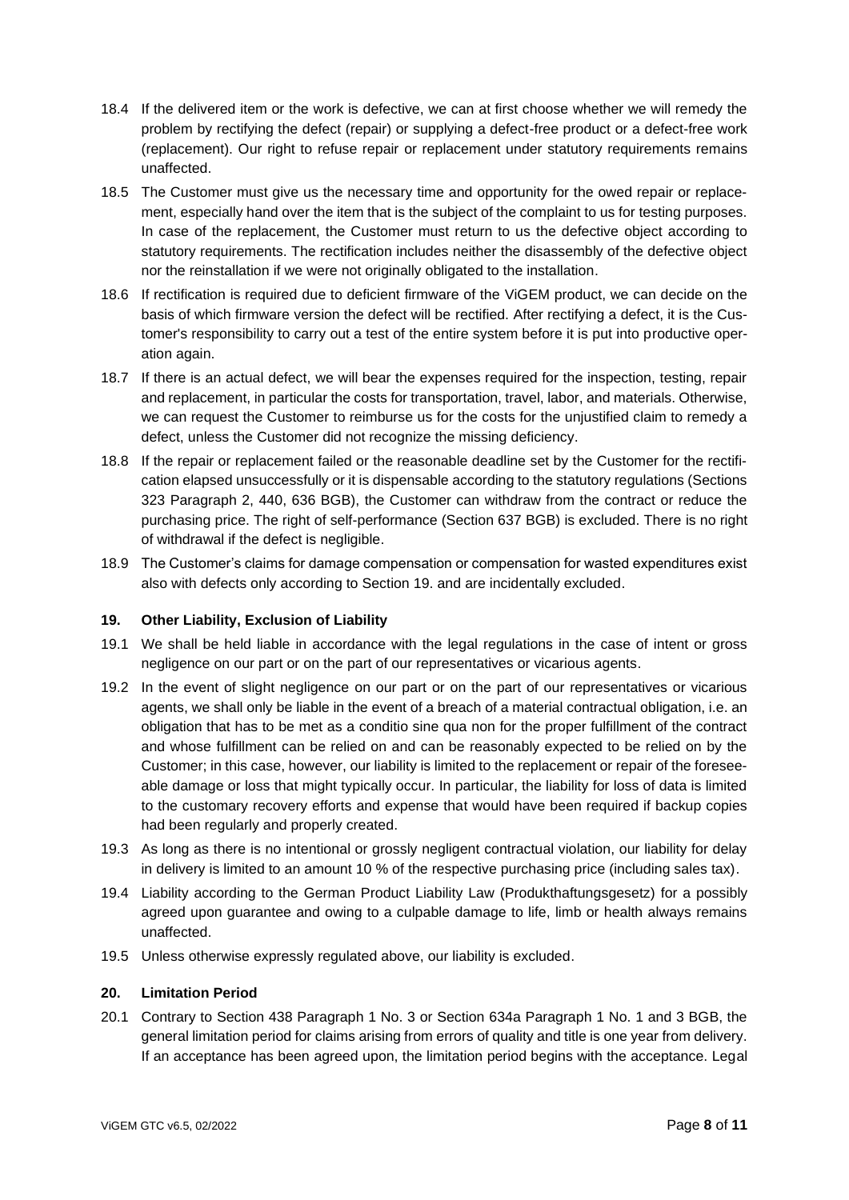18.4 If the delivered item or the work is defective, we can at first choose whether we will remedy the problem by rectifying the defect (repair) or supplying a defect-free product or a defect-free work (replacement). Our right to refuse repair or replacement under statutory requirements remains unaffected.

18.5 The Customer must give us the necessary time and opportunity for the owed repair or replacement, especially hand over the item that is the subject of the complaint to us for testing purposes. In case of the replacement, the Customer must return to us the defective object according to statutory requirements. The rectification includes neither the disassembly of the defective object nor the reinstallation if we were not originally obligated to the installation.

18.6 If rectification is required due to deficient firmware of the ViGEM product, we can decide on the basis of which firmware version the defect will be rectified. After rectifying a defect, it is the Customer's responsibility to carry out a test of the entire system before it is put into productive operation again.

18.7 If there is an actual defect, we will bear the expenses required for the inspection, testing, repair and replacement, in particular the costs for transportation, travel, labor, and materials. Otherwise, we can request the Customer to reimburse us for the costs for the unjustified claim to remedy a defect, unless the Customer did not recognize the missing deficiency.

18.8 If the repair or replacement failed or the reasonable deadline set by the Customer for the rectification elapsed unsuccessfully or it is dispensable according to the statutory regulations (Sections 323 Paragraph 2, 440, 636 BGB), the Customer can withdraw from the contract or reduce the purchasing price. The right of self-performance (Section 637 BGB) is excluded. There is no right of withdrawal if the defect is negligible.

18.9 The Customer's claims for damage compensation or compensation for wasted expenditures exist also with defects only according to Section 19. and are incidentally excluded.

## 19. Other Liability, Exclusion of Liability

19.1 We shall be held liable in accordance with the legal regulations in the case of intent or gross negligence on our part or on the part of our representatives or vicarious agents.

19.2 In the event of slight negligence on our part or on the part of our representatives or vicarious agents, we shall only be liable in the event of a breach of a material contractual obligation, i.e. an obligation that has to be met as a conditio sine qua non for the proper fulfillment of the contract and whose fulfillment can be relied on and can be reasonably expected to be relied on by the Customer; in this case, however, our liability is limited to the replacement or repair of the foreseeable damage or loss that might typically occur. In particular, the liability for loss of data is limited to the customary recovery efforts and expense that would have been required if backup copies had been regularly and properly created.

19.3 As long as there is no intentional or grossly negligent contractual violation, our liability for delay in delivery is limited to an amount 10 % of the respective purchasing price (including sales tax).

19.4 Liability according to the German Product Liability Law (Produkthaftungsgesetz) for a possibly agreed upon guarantee and owing to a culpable damage to life, limb or health always remains unaffected.

19.5 Unless otherwise expressly regulated above, our liability is excluded.

## 20. Limitation Period

20.1 Contrary to Section 438 Paragraph 1 No. 3 or Section 634a Paragraph 1 No. 1 and 3 BGB, the general limitation period for claims arising from errors of quality and title is one year from delivery. If an acceptance has been agreed upon, the limitation period begins with the acceptance. Legal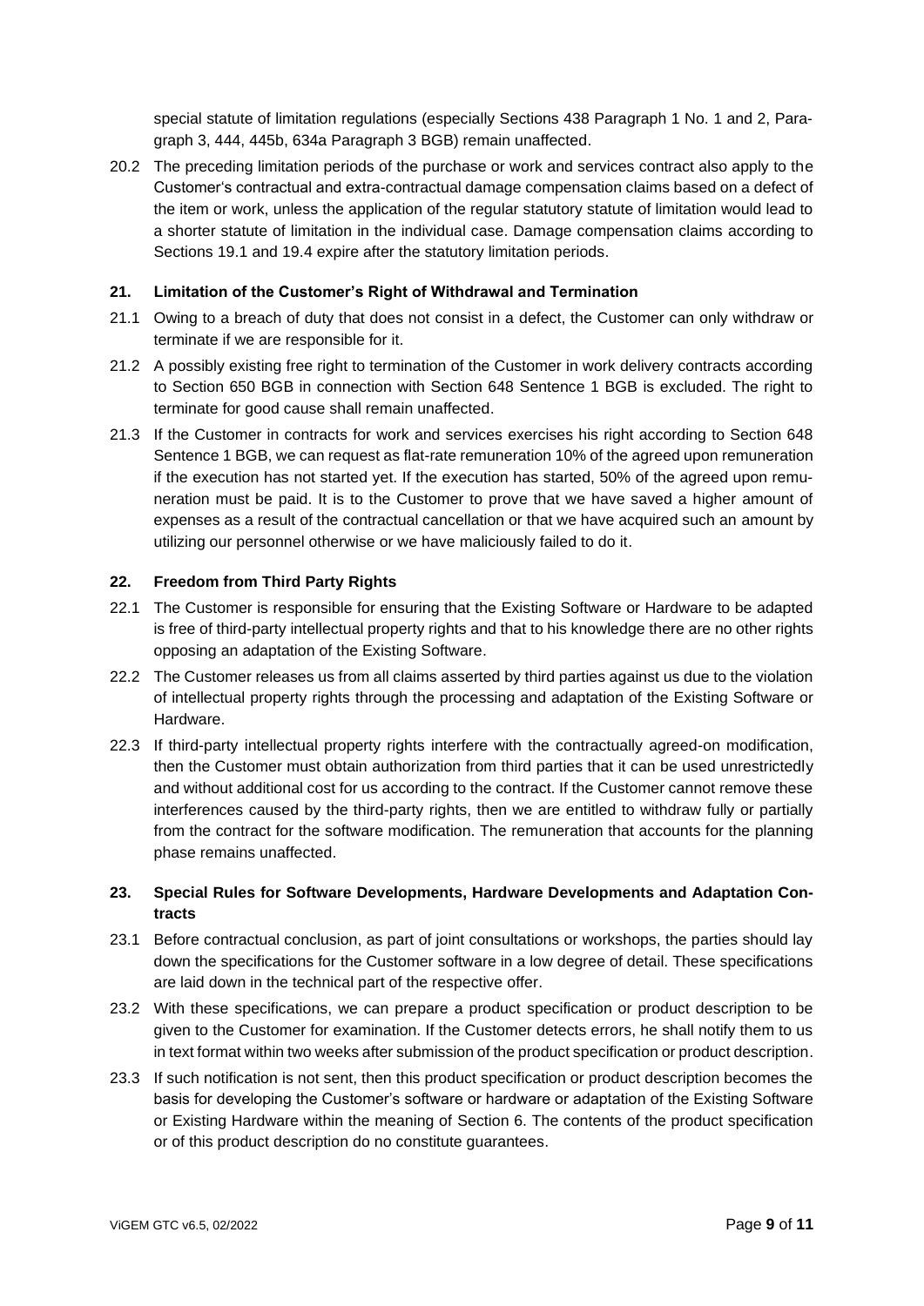special statute of limitation regulations (especially Sections 438 Paragraph 1 No. 1 and 2, Paragraph 3, 444, 445b, 634a Paragraph 3 BGB) remain unaffected.

20.2 The preceding limitation periods of the purchase or work and services contract also apply to the Customer's contractual and extra-contractual damage compensation claims based on a defect of the item or work, unless the application of the regular statutory statute of limitation would lead to a shorter statute of limitation in the individual case. Damage compensation claims according to Sections 19.1 and 19.4 expire after the statutory limitation periods.

## 21. Limitation of the Customer's Right of Withdrawal and Termination

21.1 Owing to a breach of duty that does not consist in a defect, the Customer can only withdraw or terminate if we are responsible for it.

21.2 A possibly existing free right to termination of the Customer in work delivery contracts according to Section 650 BGB in connection with Section 648 Sentence 1 BGB is excluded. The right to terminate for good cause shall remain unaffected.

21.3 If the Customer in contracts for work and services exercises his right according to Section 648 Sentence 1 BGB, we can request as flat-rate remuneration 10% of the agreed upon remuneration if the execution has not started yet. If the execution has started, 50% of the agreed upon remuneration must be paid. It is to the Customer to prove that we have saved a higher amount of expenses as a result of the contractual cancellation or that we have acquired such an amount by utilizing our personnel otherwise or we have maliciously failed to do it.

## 22. Freedom from Third Party Rights

22.1 The Customer is responsible for ensuring that the Existing Software or Hardware to be adapted is free of third-party intellectual property rights and that to his knowledge there are no other rights opposing an adaptation of the Existing Software.

22.2 The Customer releases us from all claims asserted by third parties against us due to the violation of intellectual property rights through the processing and adaptation of the Existing Software or Hardware.

22.3 If third-party intellectual property rights interfere with the contractually agreed-on modification, then the Customer must obtain authorization from third parties that it can be used unrestrictedly and without additional cost for us according to the contract. If the Customer cannot remove these interferences caused by the third-party rights, then we are entitled to withdraw fully or partially from the contract for the software modification. The remuneration that accounts for the planning phase remains unaffected.

## 23. Special Rules for Software Developments, Hardware Developments and Adaptation Contracts

23.1 Before contractual conclusion, as part of joint consultations or workshops, the parties should lay down the specifications for the Customer software in a low degree of detail. These specifications are laid down in the technical part of the respective offer.

23.2 With these specifications, we can prepare a product specification or product description to be given to the Customer for examination. If the Customer detects errors, he shall notify them to us in text format within two weeks after submission of the product specification or product description.

23.3 If such notification is not sent, then this product specification or product description becomes the basis for developing the Customer's software or hardware or adaptation of the Existing Software or Existing Hardware within the meaning of Section 6. The contents of the product specification or of this product description do no constitute guarantees.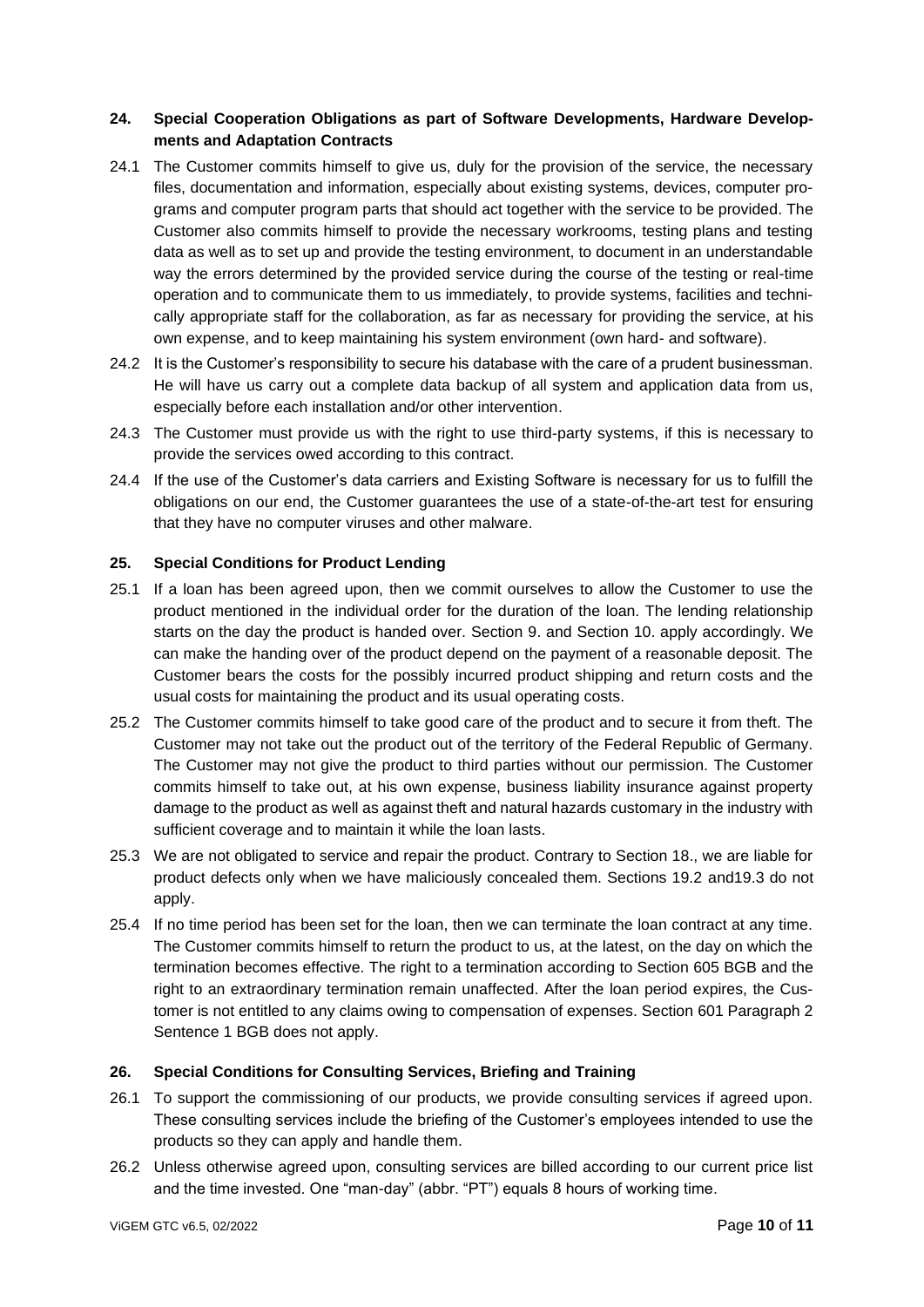## 24. Special Cooperation Obligations as part of Software Developments, Hardware Developments and Adaptation Contracts

24.1 The Customer commits himself to give us, duly for the provision of the service, the necessary files, documentation and information, especially about existing systems, devices, computer programs and computer program parts that should act together with the service to be provided. The Customer also commits himself to provide the necessary workrooms, testing plans and testing data as well as to set up and provide the testing environment, to document in an understandable way the errors determined by the provided service during the course of the testing or real-time operation and to communicate them to us immediately, to provide systems, facilities and technically appropriate staff for the collaboration, as far as necessary for providing the service, at his own expense, and to keep maintaining his system environment (own hard- and software).

24.2 It is the Customer's responsibility to secure his database with the care of a prudent businessman. He will have us carry out a complete data backup of all system and application data from us, especially before each installation and/or other intervention.

24.3 The Customer must provide us with the right to use third-party systems, if this is necessary to provide the services owed according to this contract.

24.4 If the use of the Customer's data carriers and Existing Software is necessary for us to fulfill the obligations on our end, the Customer guarantees the use of a state-of-the-art test for ensuring that they have no computer viruses and other malware.

## 25. Special Conditions for Product Lending

25.1 If a loan has been agreed upon, then we commit ourselves to allow the Customer to use the product mentioned in the individual order for the duration of the loan. The lending relationship starts on the day the product is handed over. Section 9. and Section 10. apply accordingly. We can make the handing over of the product depend on the payment of a reasonable deposit. The Customer bears the costs for the possibly incurred product shipping and return costs and the usual costs for maintaining the product and its usual operating costs.

25.2 The Customer commits himself to take good care of the product and to secure it from theft. The Customer may not take out the product out of the territory of the Federal Republic of Germany. The Customer may not give the product to third parties without our permission. The Customer commits himself to take out, at his own expense, business liability insurance against property damage to the product as well as against theft and natural hazards customary in the industry with sufficient coverage and to maintain it while the loan lasts.

25.3 We are not obligated to service and repair the product. Contrary to Section 18., we are liable for product defects only when we have maliciously concealed them. Sections 19.2 and19.3 do not apply.

25.4 If no time period has been set for the loan, then we can terminate the loan contract at any time. The Customer commits himself to return the product to us, at the latest, on the day on which the termination becomes effective. The right to a termination according to Section 605 BGB and the right to an extraordinary termination remain unaffected. After the loan period expires, the Customer is not entitled to any claims owing to compensation of expenses. Section 601 Paragraph 2 Sentence 1 BGB does not apply.

## 26. Special Conditions for Consulting Services, Briefing and Training

26.1 To support the commissioning of our products, we provide consulting services if agreed upon. These consulting services include the briefing of the Customer's employees intended to use the products so they can apply and handle them.

26.2 Unless otherwise agreed upon, consulting services are billed according to our current price list and the time invested. One "man-day" (abbr. "PT") equals 8 hours of working time.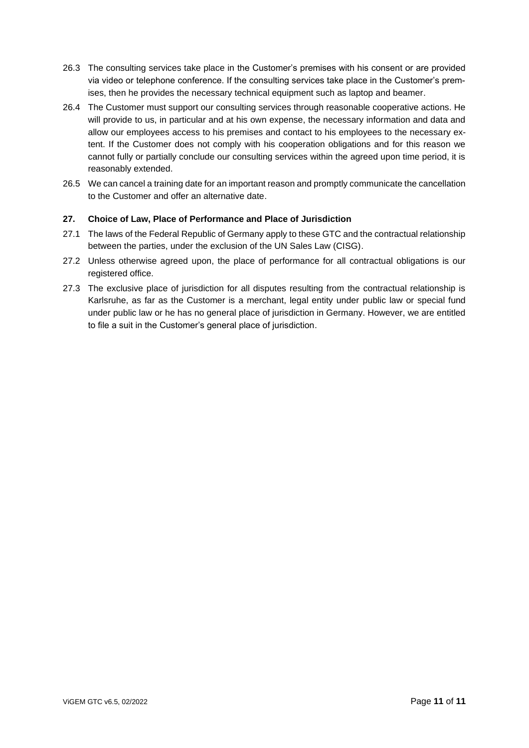26.3 The consulting services take place in the Customer's premises with his consent or are provided via video or telephone conference. If the consulting services take place in the Customer's premises, then he provides the necessary technical equipment such as laptop and beamer.

26.4 The Customer must support our consulting services through reasonable cooperative actions. He will provide to us, in particular and at his own expense, the necessary information and data and allow our employees access to his premises and contact to his employees to the necessary extent. If the Customer does not comply with his cooperation obligations and for this reason we cannot fully or partially conclude our consulting services within the agreed upon time period, it is reasonably extended.

26.5 We can cancel a training date for an important reason and promptly communicate the cancellation to the Customer and offer an alternative date.

### 27. Choice of Law, Place of Performance and Place of Jurisdiction

27.1 The laws of the Federal Republic of Germany apply to these GTC and the contractual relationship between the parties, under the exclusion of the UN Sales Law (CISG).

27.2 Unless otherwise agreed upon, the place of performance for all contractual obligations is our registered office.

27.3 The exclusive place of jurisdiction for all disputes resulting from the contractual relationship is Karlsruhe, as far as the Customer is a merchant, legal entity under public law or special fund under public law or he has no general place of jurisdiction in Germany. However, we are entitled to file a suit in the Customer's general place of jurisdiction.